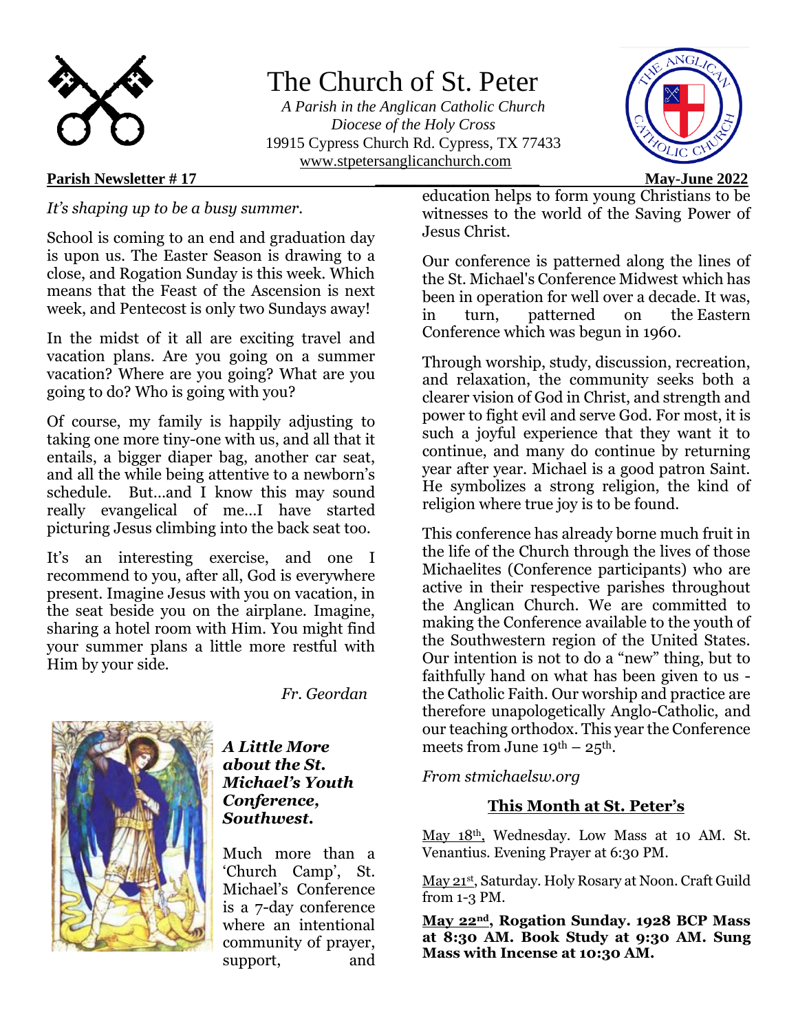# The Church of St. Peter

*A Parish in the Anglican Catholic Church*
*Diocese of the Holy Cross*
19915 Cypress Church Rd. Cypress, TX 77433
www.stpetersanglicanchurch.com

**Parish Newsletter # 17** **May-June 2022**

*It's shaping up to be a busy summer.*

School is coming to an end and graduation day is upon us. The Easter Season is drawing to a close, and Rogation Sunday is this week. Which means that the Feast of the Ascension is next week, and Pentecost is only two Sundays away!

In the midst of it all are exciting travel and vacation plans. Are you going on a summer vacation? Where are you going? What are you going to do? Who is going with you?

Of course, my family is happily adjusting to taking one more tiny-one with us, and all that it entails, a bigger diaper bag, another car seat, and all the while being attentive to a newborn's schedule. But…and I know this may sound really evangelical of me…I have started picturing Jesus climbing into the back seat too.

It's an interesting exercise, and one I recommend to you, after all, God is everywhere present. Imagine Jesus with you on vacation, in the seat beside you on the airplane. Imagine, sharing a hotel room with Him. You might find your summer plans a little more restful with Him by your side.

*Fr. Geordan*

### *A Little More about the St. Michael's Youth Conference, Southwest.*

Much more than a 'Church Camp', St. Michael's Conference is a 7-day conference where an intentional community of prayer, support, and education helps to form young Christians to be witnesses to the world of the Saving Power of Jesus Christ.

Our conference is patterned along the lines of the St. Michael's Conference Midwest which has been in operation for well over a decade. It was, in turn, patterned on the Eastern Conference which was begun in 1960.

Through worship, study, discussion, recreation, and relaxation, the community seeks both a clearer vision of God in Christ, and strength and power to fight evil and serve God. For most, it is such a joyful experience that they want it to continue, and many do continue by returning year after year. Michael is a good patron Saint. He symbolizes a strong religion, the kind of religion where true joy is to be found.

This conference has already borne much fruit in the life of the Church through the lives of those Michaelites (Conference participants) who are active in their respective parishes throughout the Anglican Church. We are committed to making the Conference available to the youth of the Southwestern region of the United States. Our intention is not to do a "new" thing, but to faithfully hand on what has been given to us - the Catholic Faith. Our worship and practice are therefore unapologetically Anglo-Catholic, and our teaching orthodox. This year the Conference meets from June 19th – 25th.

*From stmichaelsw.org*

## This Month at St. Peter's

May 18th, Wednesday. Low Mass at 10 AM. St. Venantius. Evening Prayer at 6:30 PM.

May 21st, Saturday. Holy Rosary at Noon. Craft Guild from 1-3 PM.

**May 22nd, Rogation Sunday. 1928 BCP Mass at 8:30 AM. Book Study at 9:30 AM. Sung Mass with Incense at 10:30 AM.**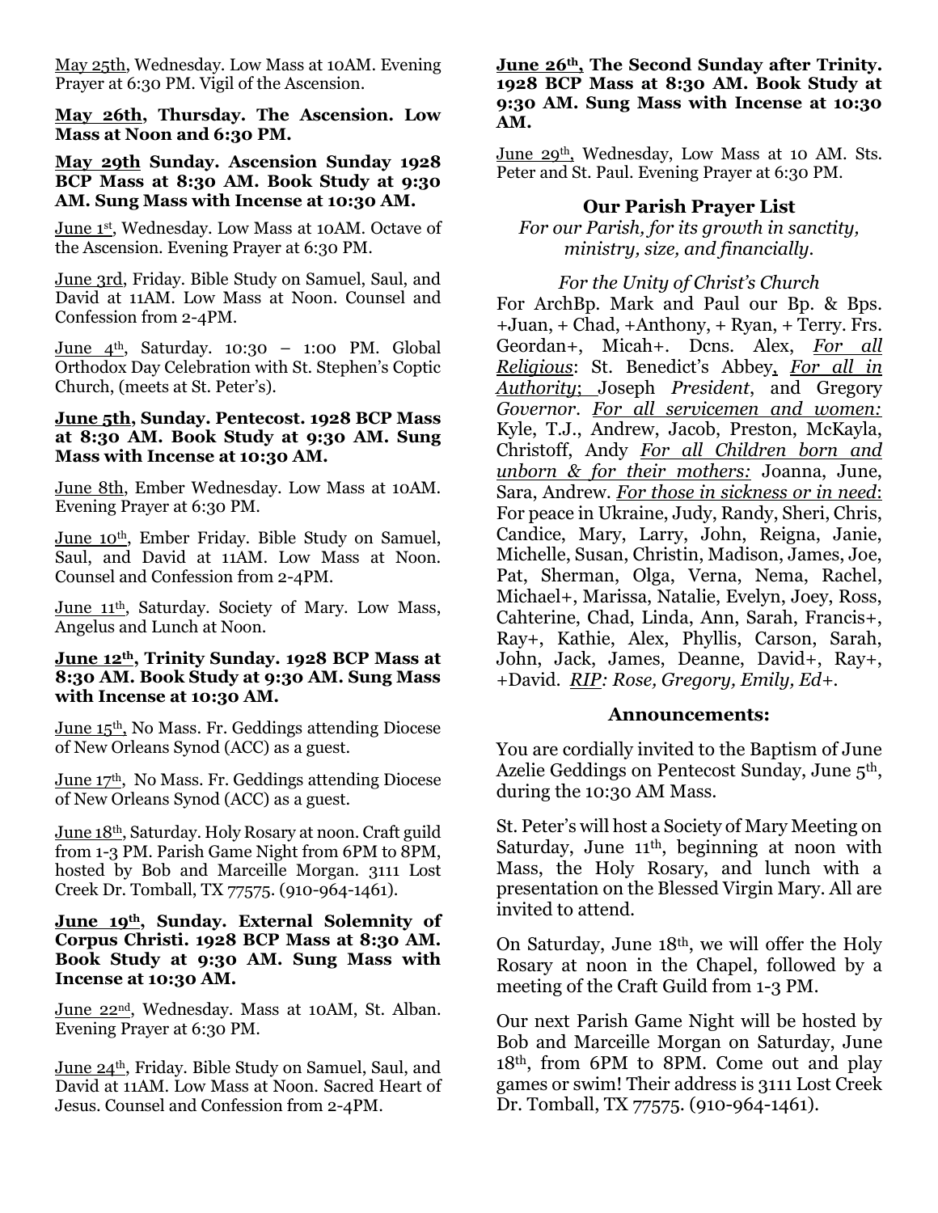May 25th, Wednesday. Low Mass at 10AM. Evening Prayer at 6:30 PM. Vigil of the Ascension.

**May 26th, Thursday. The Ascension. Low Mass at Noon and 6:30 PM.**

**May 29th Sunday. Ascension Sunday 1928 BCP Mass at 8:30 AM. Book Study at 9:30 AM. Sung Mass with Incense at 10:30 AM.**

June 1st, Wednesday. Low Mass at 10AM. Octave of the Ascension. Evening Prayer at 6:30 PM.

June 3rd, Friday. Bible Study on Samuel, Saul, and David at 11AM. Low Mass at Noon. Counsel and Confession from 2-4PM.

June 4th, Saturday. 10:30 – 1:00 PM. Global Orthodox Day Celebration with St. Stephen's Coptic Church, (meets at St. Peter's).

**June 5th, Sunday. Pentecost. 1928 BCP Mass at 8:30 AM. Book Study at 9:30 AM. Sung Mass with Incense at 10:30 AM.**

June 8th, Ember Wednesday. Low Mass at 10AM. Evening Prayer at 6:30 PM.

June 10th, Ember Friday. Bible Study on Samuel, Saul, and David at 11AM. Low Mass at Noon. Counsel and Confession from 2-4PM.

June 11th, Saturday. Society of Mary. Low Mass, Angelus and Lunch at Noon.

**June 12th, Trinity Sunday. 1928 BCP Mass at 8:30 AM. Book Study at 9:30 AM. Sung Mass with Incense at 10:30 AM.**

June 15th, No Mass. Fr. Geddings attending Diocese of New Orleans Synod (ACC) as a guest.

June 17th, No Mass. Fr. Geddings attending Diocese of New Orleans Synod (ACC) as a guest.

June 18th, Saturday. Holy Rosary at noon. Craft guild from 1-3 PM. Parish Game Night from 6PM to 8PM, hosted by Bob and Marceille Morgan. 3111 Lost Creek Dr. Tomball, TX 77575. (910-964-1461).

**June 19th, Sunday. External Solemnity of Corpus Christi. 1928 BCP Mass at 8:30 AM. Book Study at 9:30 AM. Sung Mass with Incense at 10:30 AM.**

June 22nd, Wednesday. Mass at 10AM, St. Alban. Evening Prayer at 6:30 PM.

June 24th, Friday. Bible Study on Samuel, Saul, and David at 11AM. Low Mass at Noon. Sacred Heart of Jesus. Counsel and Confession from 2-4PM.

**June 26th, The Second Sunday after Trinity. 1928 BCP Mass at 8:30 AM. Book Study at 9:30 AM. Sung Mass with Incense at 10:30 AM.**

June 29th, Wednesday, Low Mass at 10 AM. Sts. Peter and St. Paul. Evening Prayer at 6:30 PM.

## Our Parish Prayer List

*For our Parish, for its growth in sanctity, ministry, size, and financially.*

*For the Unity of Christ's Church*

For ArchBp. Mark and Paul our Bp. & Bps. +Juan, + Chad, +Anthony, + Ryan, + Terry. Frs. Geordan+, Micah+. Dcns. Alex, *For all Religious*: St. Benedict's Abbey, *For all in Authority*; Joseph *President*, and Gregory *Governor*. *For all servicemen and women:* Kyle, T.J., Andrew, Jacob, Preston, McKayla, Christoff, Andy *For all Children born and unborn & for their mothers:* Joanna, June, Sara, Andrew. *For those in sickness or in need*: For peace in Ukraine, Judy, Randy, Sheri, Chris, Candice, Mary, Larry, John, Reigna, Janie, Michelle, Susan, Christin, Madison, James, Joe, Pat, Sherman, Olga, Verna, Nema, Rachel, Michael+, Marissa, Natalie, Evelyn, Joey, Ross, Cahterine, Chad, Linda, Ann, Sarah, Francis+, Ray+, Kathie, Alex, Phyllis, Carson, Sarah, John, Jack, James, Deanne, David+, Ray+, +David. *RIP: Rose, Gregory, Emily, Ed+.*

## Announcements:

You are cordially invited to the Baptism of June Azelie Geddings on Pentecost Sunday, June 5th, during the 10:30 AM Mass.

St. Peter's will host a Society of Mary Meeting on Saturday, June 11th, beginning at noon with Mass, the Holy Rosary, and lunch with a presentation on the Blessed Virgin Mary. All are invited to attend.

On Saturday, June 18th, we will offer the Holy Rosary at noon in the Chapel, followed by a meeting of the Craft Guild from 1-3 PM.

Our next Parish Game Night will be hosted by Bob and Marceille Morgan on Saturday, June 18th, from 6PM to 8PM. Come out and play games or swim! Their address is 3111 Lost Creek Dr. Tomball, TX 77575. (910-964-1461).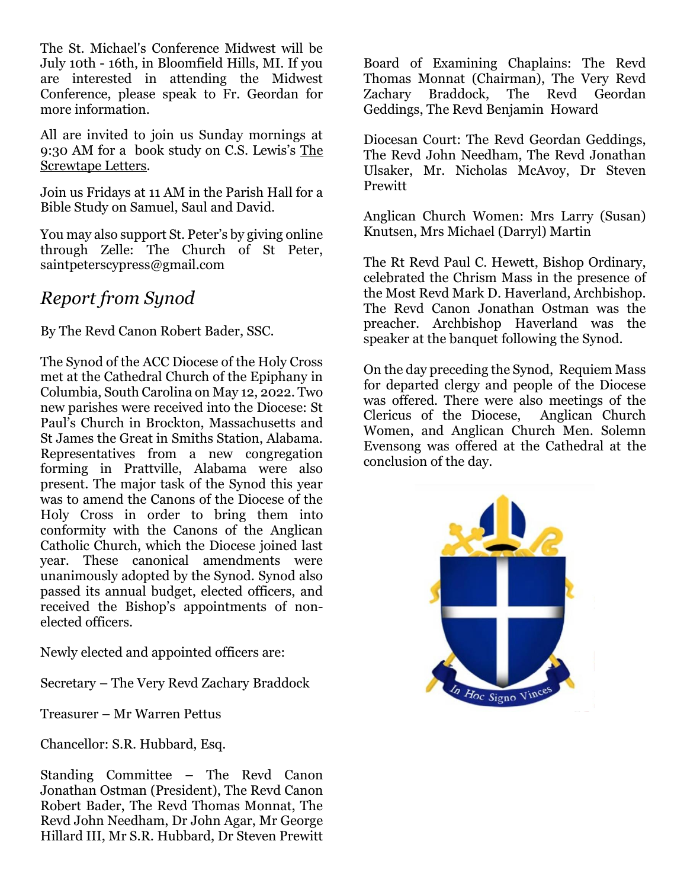The St. Michael's Conference Midwest will be July 10th - 16th, in Bloomfield Hills, MI. If you are interested in attending the Midwest Conference, please speak to Fr. Geordan for more information.

All are invited to join us Sunday mornings at 9:30 AM for a book study on C.S. Lewis's The Screwtape Letters.

Join us Fridays at 11 AM in the Parish Hall for a Bible Study on Samuel, Saul and David.

You may also support St. Peter's by giving online through Zelle: The Church of St Peter, saintpeterscypress@gmail.com

## *Report from Synod*

By The Revd Canon Robert Bader, SSC.

The Synod of the ACC Diocese of the Holy Cross met at the Cathedral Church of the Epiphany in Columbia, South Carolina on May 12, 2022. Two new parishes were received into the Diocese: St Paul's Church in Brockton, Massachusetts and St James the Great in Smiths Station, Alabama. Representatives from a new congregation forming in Prattville, Alabama were also present. The major task of the Synod this year was to amend the Canons of the Diocese of the Holy Cross in order to bring them into conformity with the Canons of the Anglican Catholic Church, which the Diocese joined last year. These canonical amendments were unanimously adopted by the Synod. Synod also passed its annual budget, elected officers, and received the Bishop's appointments of non-elected officers.

Newly elected and appointed officers are:

Secretary – The Very Revd Zachary Braddock

Treasurer – Mr Warren Pettus

Chancellor: S.R. Hubbard, Esq.

Standing Committee – The Revd Canon Jonathan Ostman (President), The Revd Canon Robert Bader, The Revd Thomas Monnat, The Revd John Needham, Dr John Agar, Mr George Hillard III, Mr S.R. Hubbard, Dr Steven Prewitt

Board of Examining Chaplains: The Revd Thomas Monnat (Chairman), The Very Revd Zachary Braddock, The Revd Geordan Geddings, The Revd Benjamin Howard

Diocesan Court: The Revd Geordan Geddings, The Revd John Needham, The Revd Jonathan Ulsaker, Mr. Nicholas McAvoy, Dr Steven Prewitt

Anglican Church Women: Mrs Larry (Susan) Knutsen, Mrs Michael (Darryl) Martin

The Rt Revd Paul C. Hewett, Bishop Ordinary, celebrated the Chrism Mass in the presence of the Most Revd Mark D. Haverland, Archbishop. The Revd Canon Jonathan Ostman was the preacher. Archbishop Haverland was the speaker at the banquet following the Synod.

On the day preceding the Synod, Requiem Mass for departed clergy and people of the Diocese was offered. There were also meetings of the Clericus of the Diocese, Anglican Church Women, and Anglican Church Men. Solemn Evensong was offered at the Cathedral at the conclusion of the day.